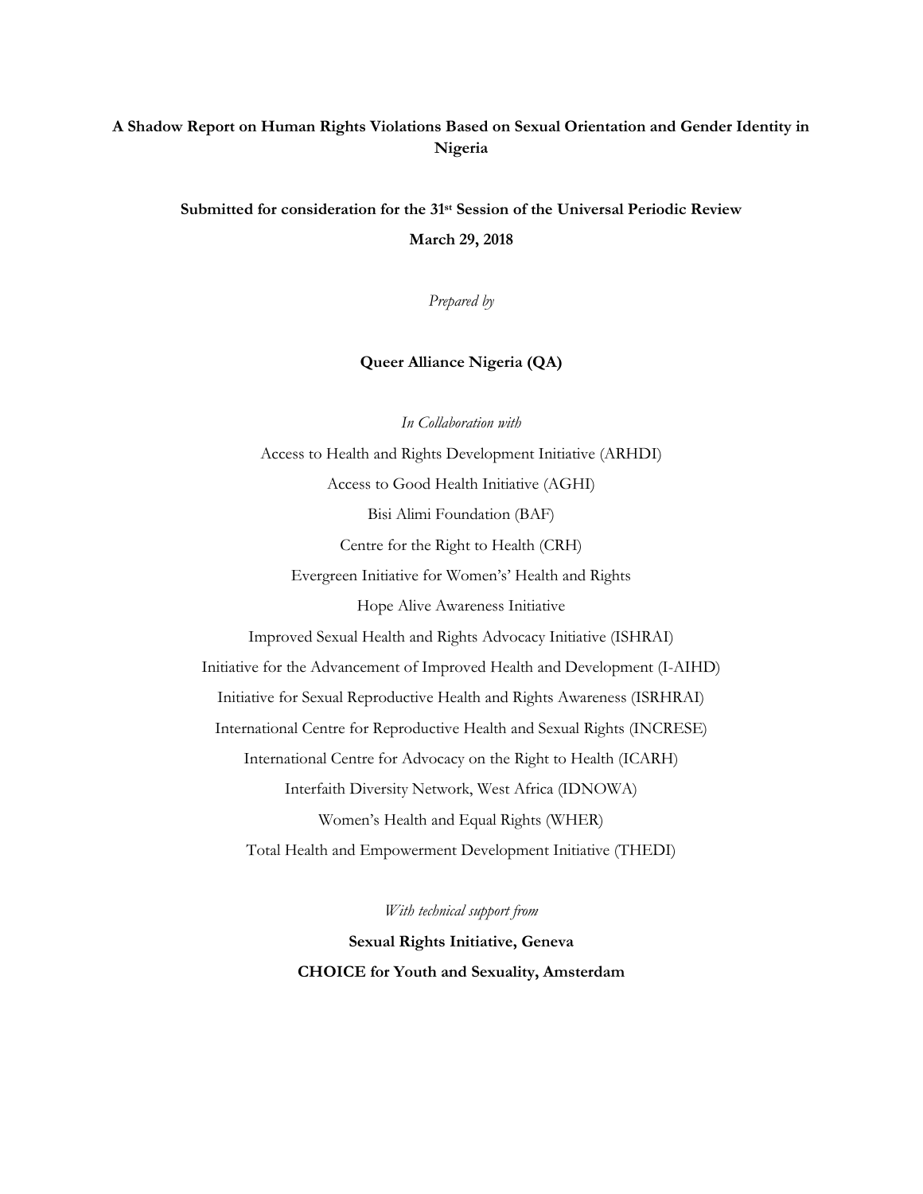# A Shadow Report on Human Rights Violations Based on Sexual Orientation and Gender Identity in Nigeria

**Submitted for consideration for the 31st Session of the Universal Periodic Review**

**March 29, 2018**

*Prepared by*

**Queer Alliance Nigeria (QA)**

*In Collaboration with*

Access to Health and Rights Development Initiative (ARHDI)

Access to Good Health Initiative (AGHI)

Bisi Alimi Foundation (BAF)

Centre for the Right to Health (CRH)

Evergreen Initiative for Women's' Health and Rights

Hope Alive Awareness Initiative

Improved Sexual Health and Rights Advocacy Initiative (ISHRAI)

Initiative for the Advancement of Improved Health and Development (I-AIHD)

Initiative for Sexual Reproductive Health and Rights Awareness (ISRHRAI)

International Centre for Reproductive Health and Sexual Rights (INCRESE)

International Centre for Advocacy on the Right to Health (ICARH)

Interfaith Diversity Network, West Africa (IDNOWA)

Women's Health and Equal Rights (WHER)

Total Health and Empowerment Development Initiative (THEDI)

*With technical support from*

**Sexual Rights Initiative, Geneva**

**CHOICE for Youth and Sexuality, Amsterdam**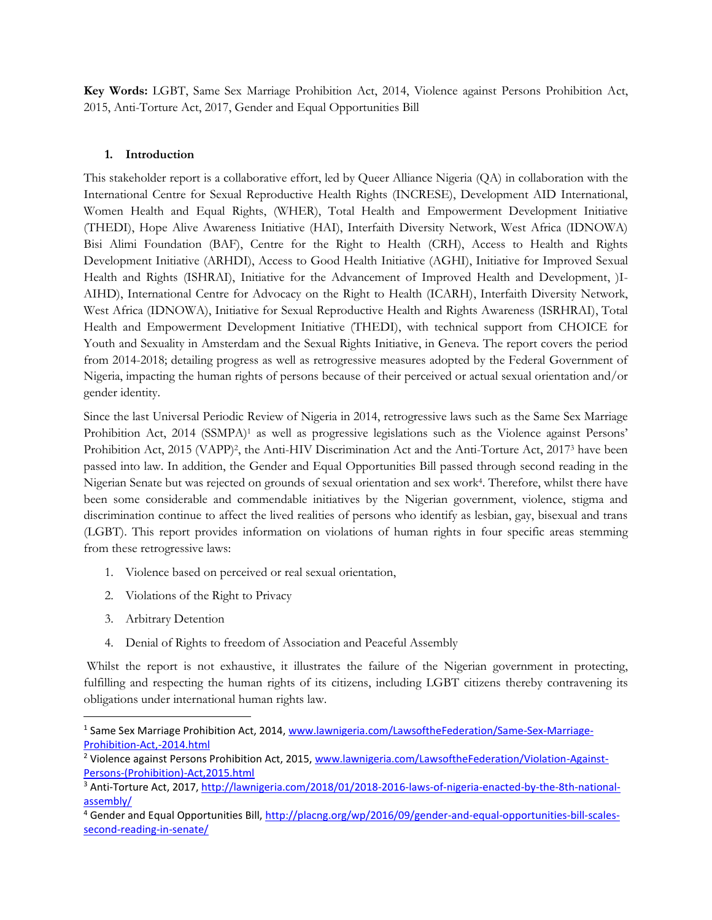**Key Words:** LGBT, Same Sex Marriage Prohibition Act, 2014, Violence against Persons Prohibition Act, 2015, Anti-Torture Act, 2017, Gender and Equal Opportunities Bill

## 1. Introduction

This stakeholder report is a collaborative effort, led by Queer Alliance Nigeria (QA) in collaboration with the International Centre for Sexual Reproductive Health Rights (INCRESE), Development AID International, Women Health and Equal Rights, (WHER), Total Health and Empowerment Development Initiative (THEDI), Hope Alive Awareness Initiative (HAI), Interfaith Diversity Network, West Africa (IDNOWA) Bisi Alimi Foundation (BAF), Centre for the Right to Health (CRH), Access to Health and Rights Development Initiative (ARHDI), Access to Good Health Initiative (AGHI), Initiative for Improved Sexual Health and Rights (ISHRAI), Initiative for the Advancement of Improved Health and Development, )I-AIHD), International Centre for Advocacy on the Right to Health (ICARH), Interfaith Diversity Network, West Africa (IDNOWA), Initiative for Sexual Reproductive Health and Rights Awareness (ISRHRAI), Total Health and Empowerment Development Initiative (THEDI), with technical support from CHOICE for Youth and Sexuality in Amsterdam and the Sexual Rights Initiative, in Geneva. The report covers the period from 2014-2018; detailing progress as well as retrogressive measures adopted by the Federal Government of Nigeria, impacting the human rights of persons because of their perceived or actual sexual orientation and/or gender identity.

Since the last Universal Periodic Review of Nigeria in 2014, retrogressive laws such as the Same Sex Marriage Prohibition Act, 2014 (SSMPA)[1] as well as progressive legislations such as the Violence against Persons' Prohibition Act, 2015 (VAPP)[2], the Anti-HIV Discrimination Act and the Anti-Torture Act, 2017[3] have been passed into law. In addition, the Gender and Equal Opportunities Bill passed through second reading in the Nigerian Senate but was rejected on grounds of sexual orientation and sex work[4]. Therefore, whilst there have been some considerable and commendable initiatives by the Nigerian government, violence, stigma and discrimination continue to affect the lived realities of persons who identify as lesbian, gay, bisexual and trans (LGBT). This report provides information on violations of human rights in four specific areas stemming from these retrogressive laws:

1. Violence based on perceived or real sexual orientation,
2. Violations of the Right to Privacy
3. Arbitrary Detention
4. Denial of Rights to freedom of Association and Peaceful Assembly

Whilst the report is not exhaustive, it illustrates the failure of the Nigerian government in protecting, fulfilling and respecting the human rights of its citizens, including LGBT citizens thereby contravening its obligations under international human rights law.

---

[1] Same Sex Marriage Prohibition Act, 2014, www.lawnigeria.com/LawsoftheFederation/Same-Sex-Marriage-Prohibition-Act,-2014.html

[2] Violence against Persons Prohibition Act, 2015, www.lawnigeria.com/LawsoftheFederation/Violation-Against-Persons-(Prohibition)-Act,2015.html

[3] Anti-Torture Act, 2017, http://lawnigeria.com/2018/01/2018-2016-laws-of-nigeria-enacted-by-the-8th-national-assembly/

[4] Gender and Equal Opportunities Bill, http://placng.org/wp/2016/09/gender-and-equal-opportunities-bill-scales-second-reading-in-senate/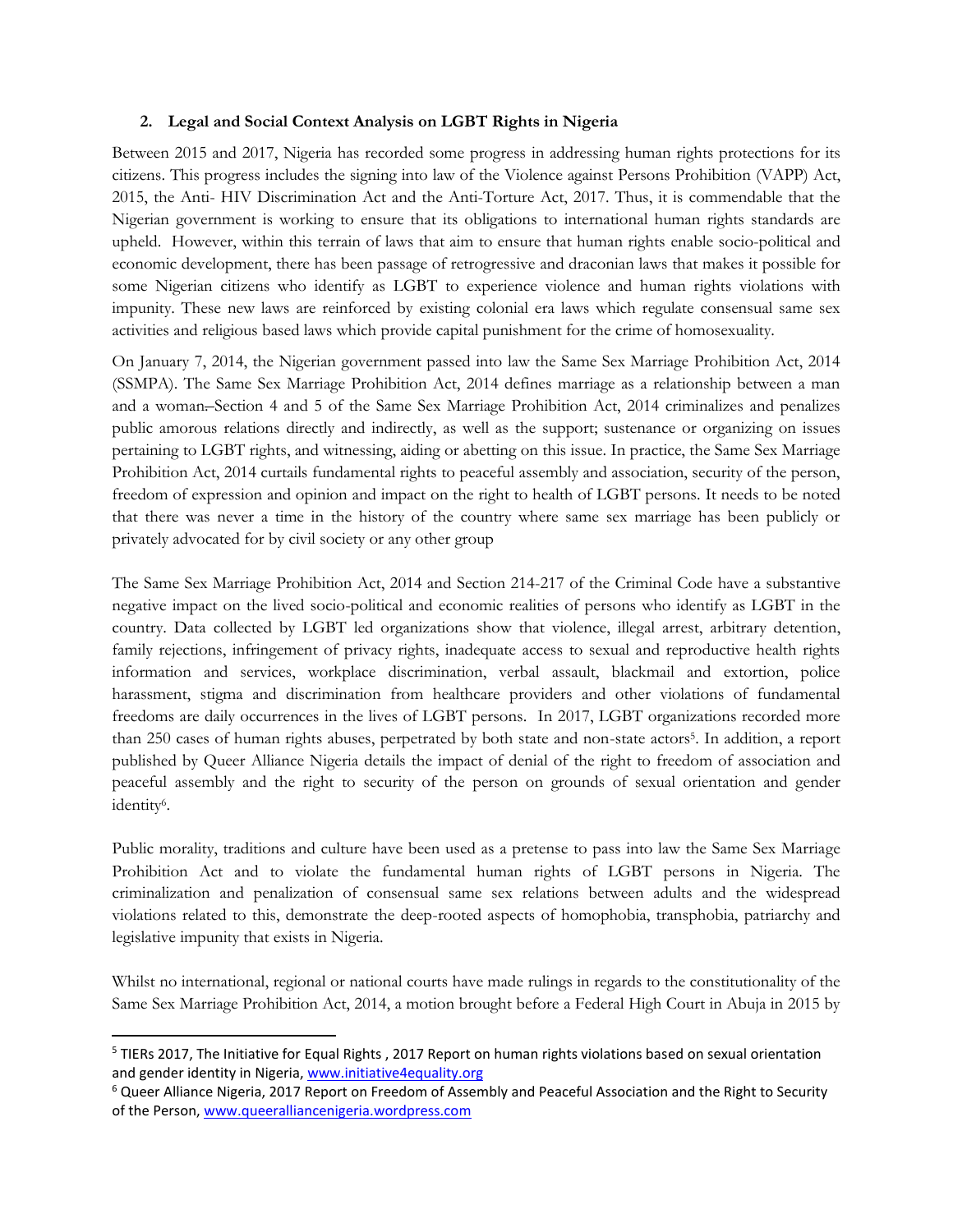## 2. Legal and Social Context Analysis on LGBT Rights in Nigeria

Between 2015 and 2017, Nigeria has recorded some progress in addressing human rights protections for its citizens. This progress includes the signing into law of the Violence against Persons Prohibition (VAPP) Act, 2015, the Anti- HIV Discrimination Act and the Anti-Torture Act, 2017. Thus, it is commendable that the Nigerian government is working to ensure that its obligations to international human rights standards are upheld. However, within this terrain of laws that aim to ensure that human rights enable socio-political and economic development, there has been passage of retrogressive and draconian laws that makes it possible for some Nigerian citizens who identify as LGBT to experience violence and human rights violations with impunity. These new laws are reinforced by existing colonial era laws which regulate consensual same sex activities and religious based laws which provide capital punishment for the crime of homosexuality.

On January 7, 2014, the Nigerian government passed into law the Same Sex Marriage Prohibition Act, 2014 (SSMPA). The Same Sex Marriage Prohibition Act, 2014 defines marriage as a relationship between a man and a woman. Section 4 and 5 of the Same Sex Marriage Prohibition Act, 2014 criminalizes and penalizes public amorous relations directly and indirectly, as well as the support; sustenance or organizing on issues pertaining to LGBT rights, and witnessing, aiding or abetting on this issue. In practice, the Same Sex Marriage Prohibition Act, 2014 curtails fundamental rights to peaceful assembly and association, security of the person, freedom of expression and opinion and impact on the right to health of LGBT persons. It needs to be noted that there was never a time in the history of the country where same sex marriage has been publicly or privately advocated for by civil society or any other group

The Same Sex Marriage Prohibition Act, 2014 and Section 214-217 of the Criminal Code have a substantive negative impact on the lived socio-political and economic realities of persons who identify as LGBT in the country. Data collected by LGBT led organizations show that violence, illegal arrest, arbitrary detention, family rejections, infringement of privacy rights, inadequate access to sexual and reproductive health rights information and services, workplace discrimination, verbal assault, blackmail and extortion, police harassment, stigma and discrimination from healthcare providers and other violations of fundamental freedoms are daily occurrences in the lives of LGBT persons. In 2017, LGBT organizations recorded more than 250 cases of human rights abuses, perpetrated by both state and non-state actors[5]. In addition, a report published by Queer Alliance Nigeria details the impact of denial of the right to freedom of association and peaceful assembly and the right to security of the person on grounds of sexual orientation and gender identity[6].

Public morality, traditions and culture have been used as a pretense to pass into law the Same Sex Marriage Prohibition Act and to violate the fundamental human rights of LGBT persons in Nigeria. The criminalization and penalization of consensual same sex relations between adults and the widespread violations related to this, demonstrate the deep-rooted aspects of homophobia, transphobia, patriarchy and legislative impunity that exists in Nigeria.

Whilst no international, regional or national courts have made rulings in regards to the constitutionality of the Same Sex Marriage Prohibition Act, 2014, a motion brought before a Federal High Court in Abuja in 2015 by

---

[5] TIERs 2017, The Initiative for Equal Rights , 2017 Report on human rights violations based on sexual orientation and gender identity in Nigeria, www.initiative4equality.org

[6] Queer Alliance Nigeria, 2017 Report on Freedom of Assembly and Peaceful Association and the Right to Security of the Person, www.queeralliancenigeria.wordpress.com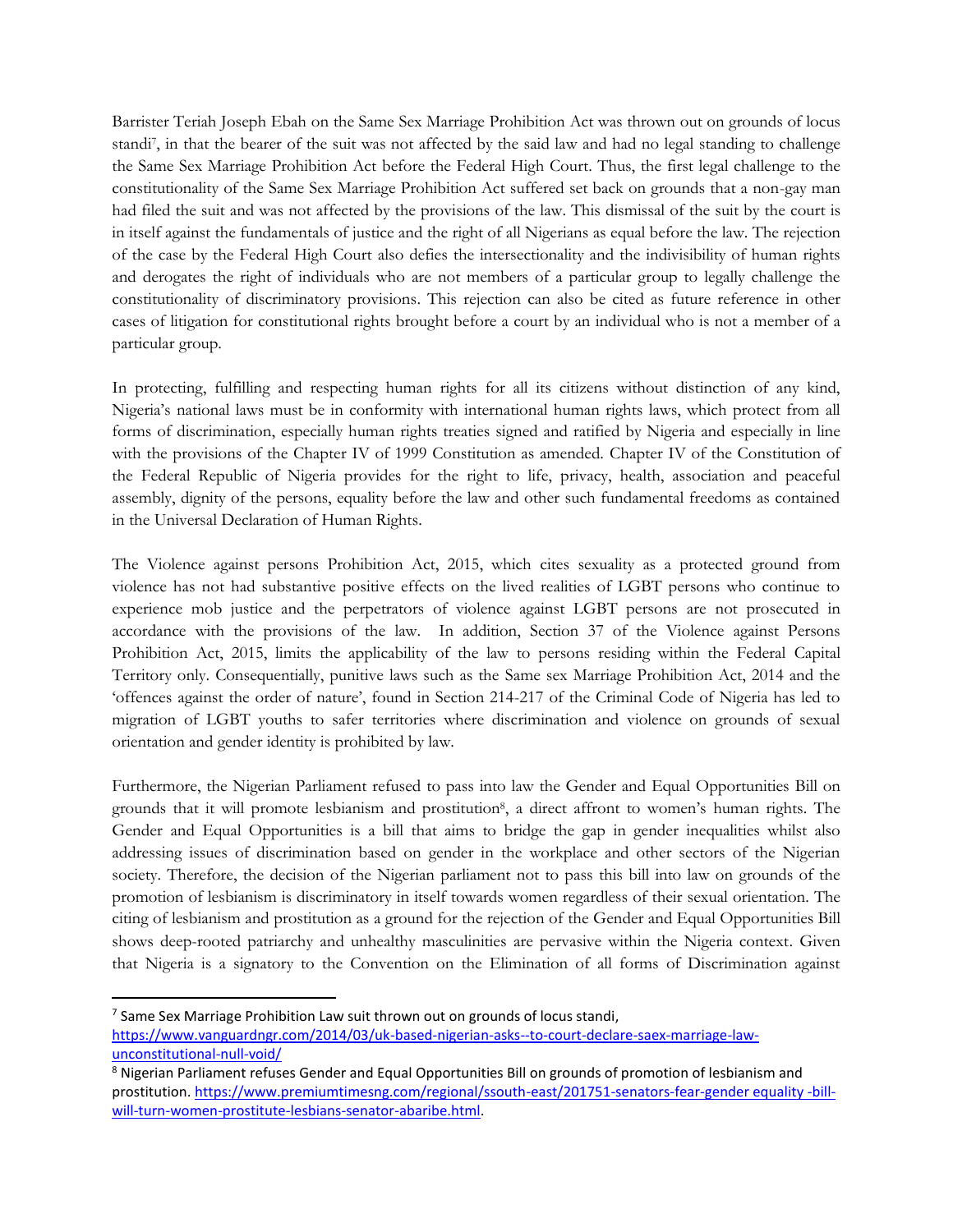Barrister Teriah Joseph Ebah on the Same Sex Marriage Prohibition Act was thrown out on grounds of locus standi[7], in that the bearer of the suit was not affected by the said law and had no legal standing to challenge the Same Sex Marriage Prohibition Act before the Federal High Court. Thus, the first legal challenge to the constitutionality of the Same Sex Marriage Prohibition Act suffered set back on grounds that a non-gay man had filed the suit and was not affected by the provisions of the law. This dismissal of the suit by the court is in itself against the fundamentals of justice and the right of all Nigerians as equal before the law. The rejection of the case by the Federal High Court also defies the intersectionality and the indivisibility of human rights and derogates the right of individuals who are not members of a particular group to legally challenge the constitutionality of discriminatory provisions. This rejection can also be cited as future reference in other cases of litigation for constitutional rights brought before a court by an individual who is not a member of a particular group.

In protecting, fulfilling and respecting human rights for all its citizens without distinction of any kind, Nigeria's national laws must be in conformity with international human rights laws, which protect from all forms of discrimination, especially human rights treaties signed and ratified by Nigeria and especially in line with the provisions of the Chapter IV of 1999 Constitution as amended. Chapter IV of the Constitution of the Federal Republic of Nigeria provides for the right to life, privacy, health, association and peaceful assembly, dignity of the persons, equality before the law and other such fundamental freedoms as contained in the Universal Declaration of Human Rights.

The Violence against persons Prohibition Act, 2015, which cites sexuality as a protected ground from violence has not had substantive positive effects on the lived realities of LGBT persons who continue to experience mob justice and the perpetrators of violence against LGBT persons are not prosecuted in accordance with the provisions of the law. In addition, Section 37 of the Violence against Persons Prohibition Act, 2015, limits the applicability of the law to persons residing within the Federal Capital Territory only. Consequentially, punitive laws such as the Same sex Marriage Prohibition Act, 2014 and the 'offences against the order of nature', found in Section 214-217 of the Criminal Code of Nigeria has led to migration of LGBT youths to safer territories where discrimination and violence on grounds of sexual orientation and gender identity is prohibited by law.

Furthermore, the Nigerian Parliament refused to pass into law the Gender and Equal Opportunities Bill on grounds that it will promote lesbianism and prostitution[8], a direct affront to women's human rights. The Gender and Equal Opportunities is a bill that aims to bridge the gap in gender inequalities whilst also addressing issues of discrimination based on gender in the workplace and other sectors of the Nigerian society. Therefore, the decision of the Nigerian parliament not to pass this bill into law on grounds of the promotion of lesbianism is discriminatory in itself towards women regardless of their sexual orientation. The citing of lesbianism and prostitution as a ground for the rejection of the Gender and Equal Opportunities Bill shows deep-rooted patriarchy and unhealthy masculinities are pervasive within the Nigeria context. Given that Nigeria is a signatory to the Convention on the Elimination of all forms of Discrimination against

---

[7] Same Sex Marriage Prohibition Law suit thrown out on grounds of locus standi, https://www.vanguardngr.com/2014/03/uk-based-nigerian-asks--to-court-declare-saex-marriage-law-unconstitutional-null-void/

[8] Nigerian Parliament refuses Gender and Equal Opportunities Bill on grounds of promotion of lesbianism and prostitution. https://www.premiumtimesng.com/regional/ssouth-east/201751-senators-fear-gender equality -bill-will-turn-women-prostitute-lesbians-senator-abaribe.html.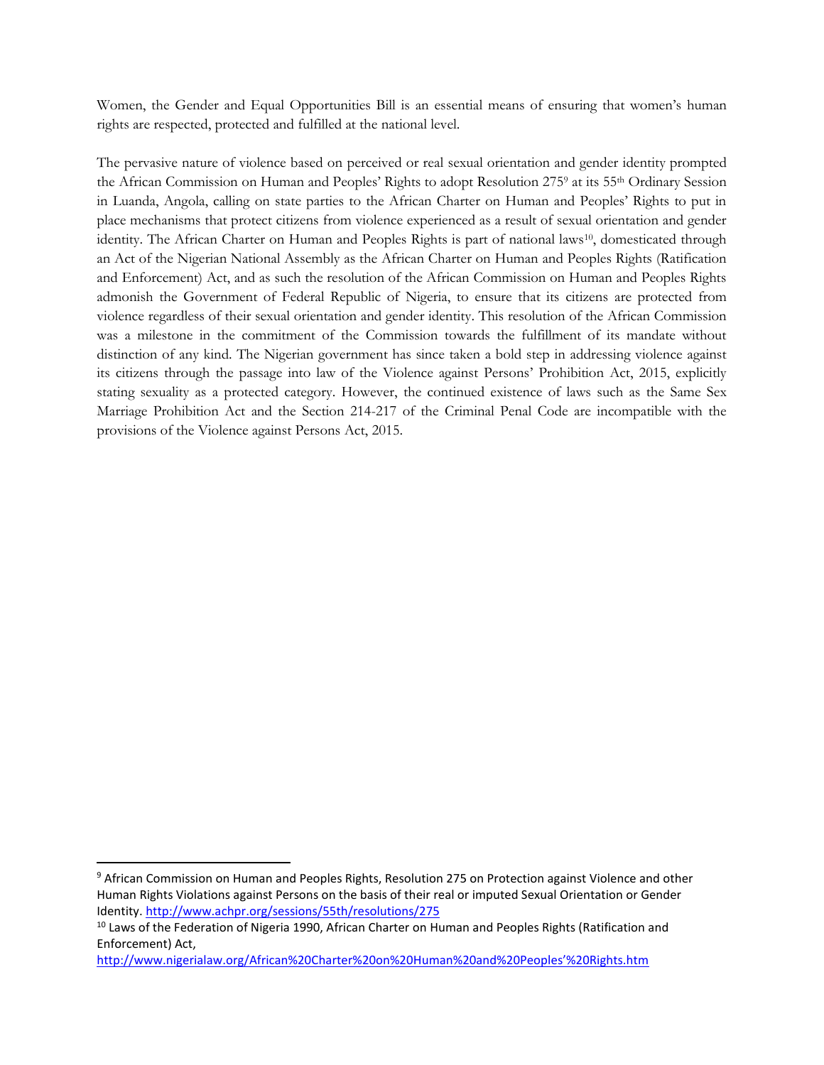Women, the Gender and Equal Opportunities Bill is an essential means of ensuring that women's human rights are respected, protected and fulfilled at the national level.

The pervasive nature of violence based on perceived or real sexual orientation and gender identity prompted the African Commission on Human and Peoples' Rights to adopt Resolution 275[9] at its 55th Ordinary Session in Luanda, Angola, calling on state parties to the African Charter on Human and Peoples' Rights to put in place mechanisms that protect citizens from violence experienced as a result of sexual orientation and gender identity. The African Charter on Human and Peoples Rights is part of national laws[10], domesticated through an Act of the Nigerian National Assembly as the African Charter on Human and Peoples Rights (Ratification and Enforcement) Act, and as such the resolution of the African Commission on Human and Peoples Rights admonish the Government of Federal Republic of Nigeria, to ensure that its citizens are protected from violence regardless of their sexual orientation and gender identity. This resolution of the African Commission was a milestone in the commitment of the Commission towards the fulfillment of its mandate without distinction of any kind. The Nigerian government has since taken a bold step in addressing violence against its citizens through the passage into law of the Violence against Persons' Prohibition Act, 2015, explicitly stating sexuality as a protected category. However, the continued existence of laws such as the Same Sex Marriage Prohibition Act and the Section 214-217 of the Criminal Penal Code are incompatible with the provisions of the Violence against Persons Act, 2015.

---

[9] African Commission on Human and Peoples Rights, Resolution 275 on Protection against Violence and other Human Rights Violations against Persons on the basis of their real or imputed Sexual Orientation or Gender Identity. http://www.achpr.org/sessions/55th/resolutions/275

[10] Laws of the Federation of Nigeria 1990, African Charter on Human and Peoples Rights (Ratification and Enforcement) Act, http://www.nigerialaw.org/African%20Charter%20on%20Human%20and%20Peoples'%20Rights.htm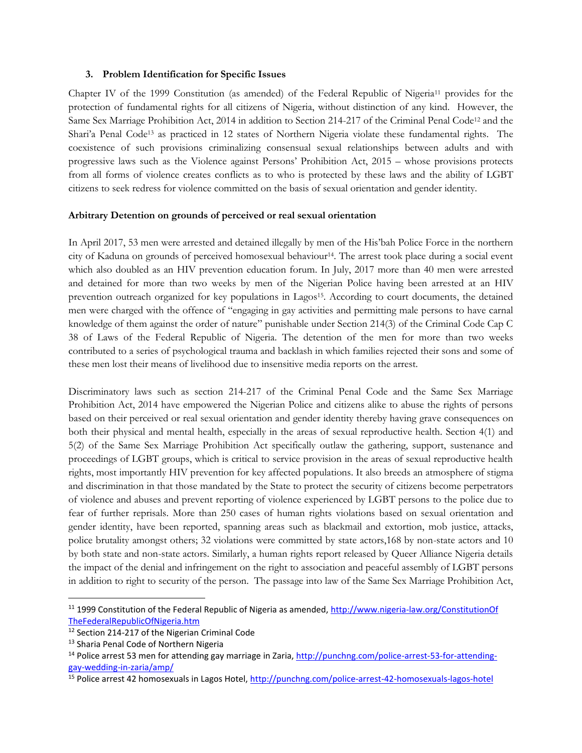### 3. Problem Identification for Specific Issues

Chapter IV of the 1999 Constitution (as amended) of the Federal Republic of Nigeria[11] provides for the protection of fundamental rights for all citizens of Nigeria, without distinction of any kind. However, the Same Sex Marriage Prohibition Act, 2014 in addition to Section 214-217 of the Criminal Penal Code[12] and the Shari'a Penal Code[13] as practiced in 12 states of Northern Nigeria violate these fundamental rights. The coexistence of such provisions criminalizing consensual sexual relationships between adults and with progressive laws such as the Violence against Persons' Prohibition Act, 2015 – whose provisions protects from all forms of violence creates conflicts as to who is protected by these laws and the ability of LGBT citizens to seek redress for violence committed on the basis of sexual orientation and gender identity.

**Arbitrary Detention on grounds of perceived or real sexual orientation**

In April 2017, 53 men were arrested and detained illegally by men of the His'bah Police Force in the northern city of Kaduna on grounds of perceived homosexual behaviour[14]. The arrest took place during a social event which also doubled as an HIV prevention education forum. In July, 2017 more than 40 men were arrested and detained for more than two weeks by men of the Nigerian Police having been arrested at an HIV prevention outreach organized for key populations in Lagos[15]. According to court documents, the detained men were charged with the offence of "engaging in gay activities and permitting male persons to have carnal knowledge of them against the order of nature" punishable under Section 214(3) of the Criminal Code Cap C 38 of Laws of the Federal Republic of Nigeria. The detention of the men for more than two weeks contributed to a series of psychological trauma and backlash in which families rejected their sons and some of these men lost their means of livelihood due to insensitive media reports on the arrest.

Discriminatory laws such as section 214-217 of the Criminal Penal Code and the Same Sex Marriage Prohibition Act, 2014 have empowered the Nigerian Police and citizens alike to abuse the rights of persons based on their perceived or real sexual orientation and gender identity thereby having grave consequences on both their physical and mental health, especially in the areas of sexual reproductive health. Section 4(1) and 5(2) of the Same Sex Marriage Prohibition Act specifically outlaw the gathering, support, sustenance and proceedings of LGBT groups, which is critical to service provision in the areas of sexual reproductive health rights, most importantly HIV prevention for key affected populations. It also breeds an atmosphere of stigma and discrimination in that those mandated by the State to protect the security of citizens become perpetrators of violence and abuses and prevent reporting of violence experienced by LGBT persons to the police due to fear of further reprisals. More than 250 cases of human rights violations based on sexual orientation and gender identity, have been reported, spanning areas such as blackmail and extortion, mob justice, attacks, police brutality amongst others; 32 violations were committed by state actors,168 by non-state actors and 10 by both state and non-state actors. Similarly, a human rights report released by Queer Alliance Nigeria details the impact of the denial and infringement on the right to association and peaceful assembly of LGBT persons in addition to right to security of the person. The passage into law of the Same Sex Marriage Prohibition Act,

---

[11] 1999 Constitution of the Federal Republic of Nigeria as amended, http://www.nigeria-law.org/ConstitutionOfTheFederalRepublicOfNigeria.htm

[12] Section 214-217 of the Nigerian Criminal Code

[13] Sharia Penal Code of Northern Nigeria

[14] Police arrest 53 men for attending gay marriage in Zaria, http://punchng.com/police-arrest-53-for-attending-gay-wedding-in-zaria/amp/

[15] Police arrest 42 homosexuals in Lagos Hotel, http://punchng.com/police-arrest-42-homosexuals-lagos-hotel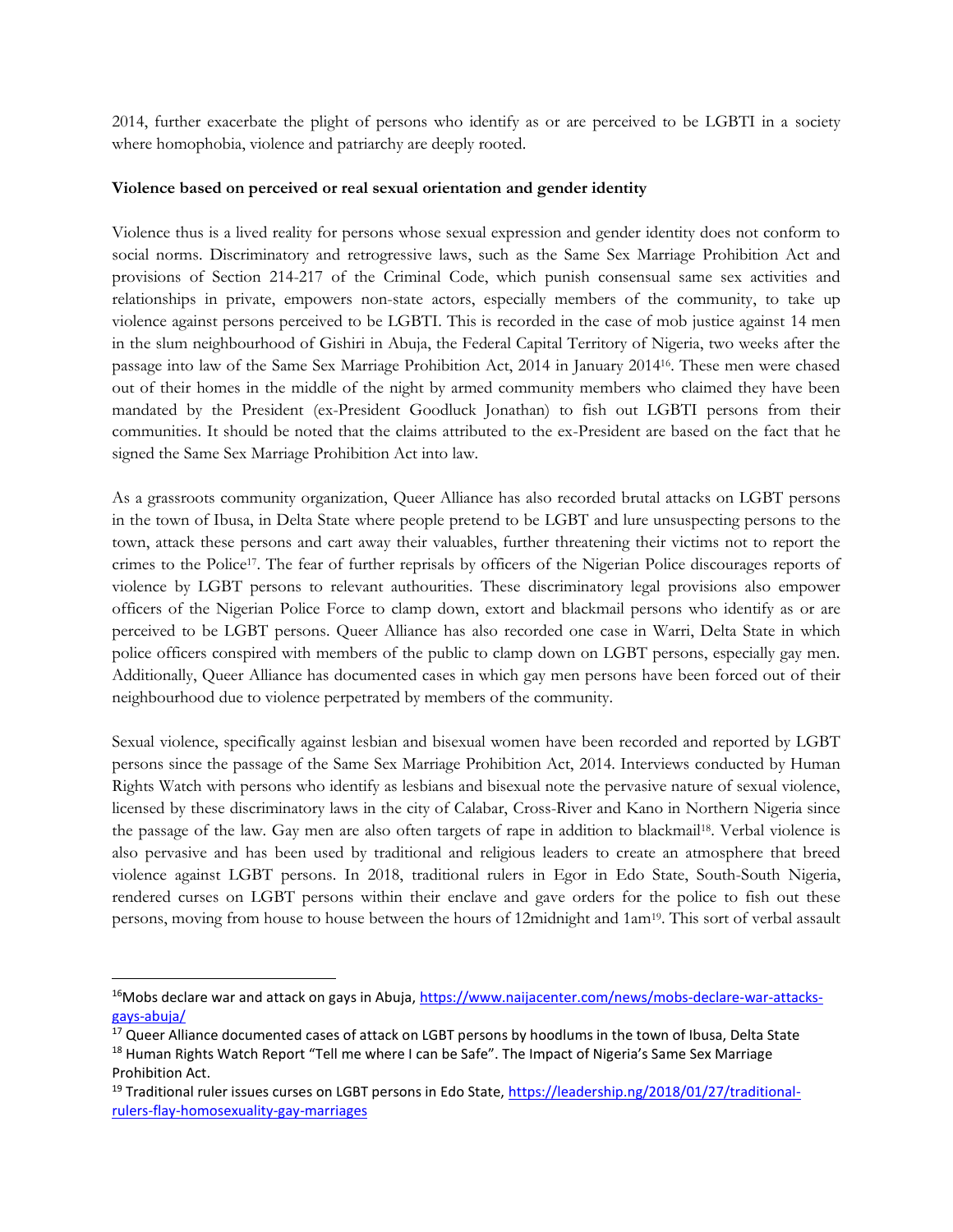2014, further exacerbate the plight of persons who identify as or are perceived to be LGBTI in a society where homophobia, violence and patriarchy are deeply rooted.

**Violence based on perceived or real sexual orientation and gender identity**

Violence thus is a lived reality for persons whose sexual expression and gender identity does not conform to social norms. Discriminatory and retrogressive laws, such as the Same Sex Marriage Prohibition Act and provisions of Section 214-217 of the Criminal Code, which punish consensual same sex activities and relationships in private, empowers non-state actors, especially members of the community, to take up violence against persons perceived to be LGBTI. This is recorded in the case of mob justice against 14 men in the slum neighbourhood of Gishiri in Abuja, the Federal Capital Territory of Nigeria, two weeks after the passage into law of the Same Sex Marriage Prohibition Act, 2014 in January 2014[16]. These men were chased out of their homes in the middle of the night by armed community members who claimed they have been mandated by the President (ex-President Goodluck Jonathan) to fish out LGBTI persons from their communities. It should be noted that the claims attributed to the ex-President are based on the fact that he signed the Same Sex Marriage Prohibition Act into law.

As a grassroots community organization, Queer Alliance has also recorded brutal attacks on LGBT persons in the town of Ibusa, in Delta State where people pretend to be LGBT and lure unsuspecting persons to the town, attack these persons and cart away their valuables, further threatening their victims not to report the crimes to the Police[17]. The fear of further reprisals by officers of the Nigerian Police discourages reports of violence by LGBT persons to relevant authourities. These discriminatory legal provisions also empower officers of the Nigerian Police Force to clamp down, extort and blackmail persons who identify as or are perceived to be LGBT persons. Queer Alliance has also recorded one case in Warri, Delta State in which police officers conspired with members of the public to clamp down on LGBT persons, especially gay men. Additionally, Queer Alliance has documented cases in which gay men persons have been forced out of their neighbourhood due to violence perpetrated by members of the community.

Sexual violence, specifically against lesbian and bisexual women have been recorded and reported by LGBT persons since the passage of the Same Sex Marriage Prohibition Act, 2014. Interviews conducted by Human Rights Watch with persons who identify as lesbians and bisexual note the pervasive nature of sexual violence, licensed by these discriminatory laws in the city of Calabar, Cross-River and Kano in Northern Nigeria since the passage of the law. Gay men are also often targets of rape in addition to blackmail[18]. Verbal violence is also pervasive and has been used by traditional and religious leaders to create an atmosphere that breed violence against LGBT persons. In 2018, traditional rulers in Egor in Edo State, South-South Nigeria, rendered curses on LGBT persons within their enclave and gave orders for the police to fish out these persons, moving from house to house between the hours of 12midnight and 1am[19]. This sort of verbal assault

---

[16] Mobs declare war and attack on gays in Abuja, https://www.naijacenter.com/news/mobs-declare-war-attacks-gays-abuja/

[17] Queer Alliance documented cases of attack on LGBT persons by hoodlums in the town of Ibusa, Delta State

[18] Human Rights Watch Report "Tell me where I can be Safe". The Impact of Nigeria's Same Sex Marriage Prohibition Act.

[19] Traditional ruler issues curses on LGBT persons in Edo State, https://leadership.ng/2018/01/27/traditional-rulers-flay-homosexuality-gay-marriages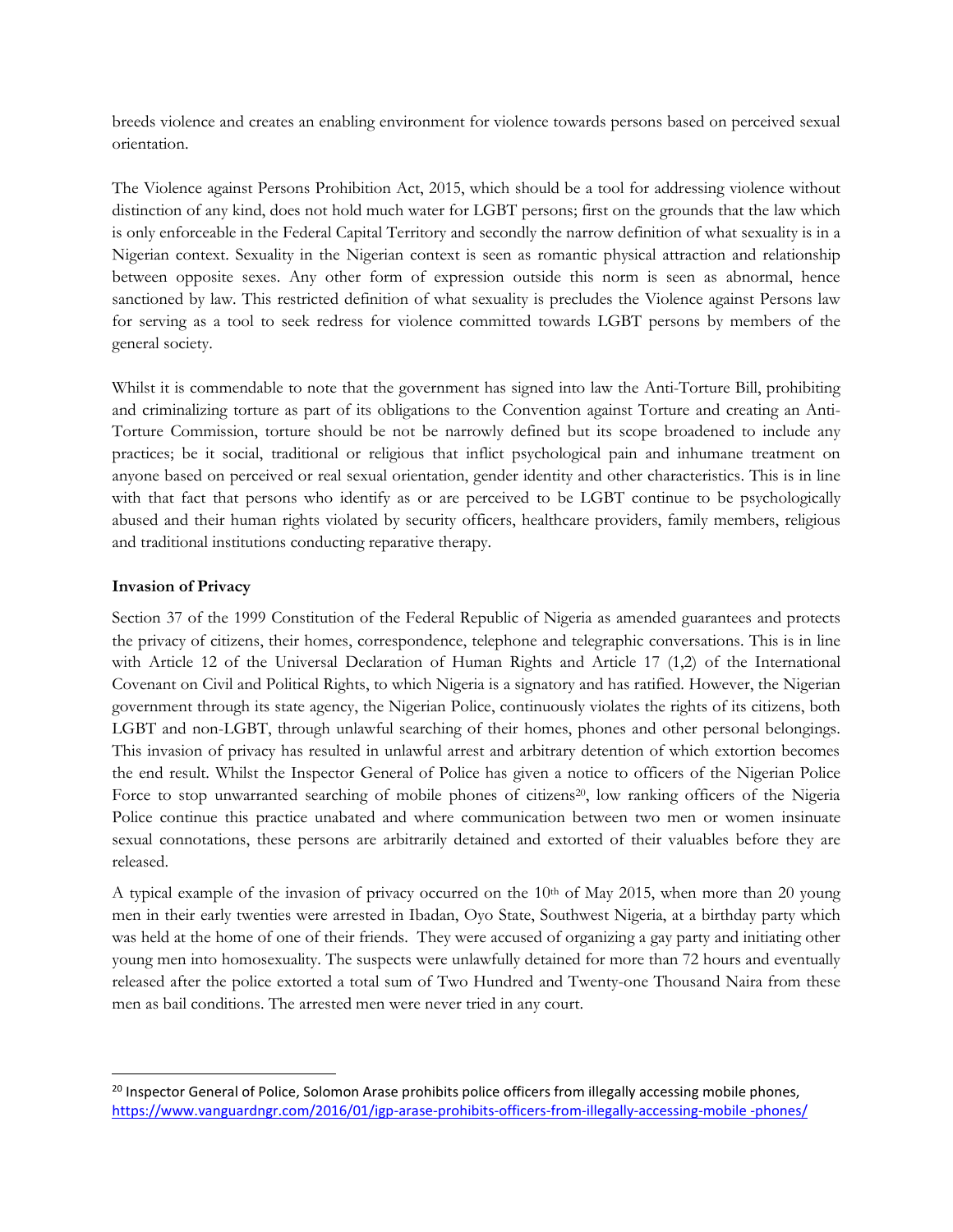breeds violence and creates an enabling environment for violence towards persons based on perceived sexual orientation.

The Violence against Persons Prohibition Act, 2015, which should be a tool for addressing violence without distinction of any kind, does not hold much water for LGBT persons; first on the grounds that the law which is only enforceable in the Federal Capital Territory and secondly the narrow definition of what sexuality is in a Nigerian context. Sexuality in the Nigerian context is seen as romantic physical attraction and relationship between opposite sexes. Any other form of expression outside this norm is seen as abnormal, hence sanctioned by law. This restricted definition of what sexuality is precludes the Violence against Persons law for serving as a tool to seek redress for violence committed towards LGBT persons by members of the general society.

Whilst it is commendable to note that the government has signed into law the Anti-Torture Bill, prohibiting and criminalizing torture as part of its obligations to the Convention against Torture and creating an Anti-Torture Commission, torture should be not be narrowly defined but its scope broadened to include any practices; be it social, traditional or religious that inflict psychological pain and inhumane treatment on anyone based on perceived or real sexual orientation, gender identity and other characteristics. This is in line with that fact that persons who identify as or are perceived to be LGBT continue to be psychologically abused and their human rights violated by security officers, healthcare providers, family members, religious and traditional institutions conducting reparative therapy.

**Invasion of Privacy**

Section 37 of the 1999 Constitution of the Federal Republic of Nigeria as amended guarantees and protects the privacy of citizens, their homes, correspondence, telephone and telegraphic conversations. This is in line with Article 12 of the Universal Declaration of Human Rights and Article 17 (1,2) of the International Covenant on Civil and Political Rights, to which Nigeria is a signatory and has ratified. However, the Nigerian government through its state agency, the Nigerian Police, continuously violates the rights of its citizens, both LGBT and non-LGBT, through unlawful searching of their homes, phones and other personal belongings. This invasion of privacy has resulted in unlawful arrest and arbitrary detention of which extortion becomes the end result. Whilst the Inspector General of Police has given a notice to officers of the Nigerian Police Force to stop unwarranted searching of mobile phones of citizens[20], low ranking officers of the Nigeria Police continue this practice unabated and where communication between two men or women insinuate sexual connotations, these persons are arbitrarily detained and extorted of their valuables before they are released.

A typical example of the invasion of privacy occurred on the 10th of May 2015, when more than 20 young men in their early twenties were arrested in Ibadan, Oyo State, Southwest Nigeria, at a birthday party which was held at the home of one of their friends. They were accused of organizing a gay party and initiating other young men into homosexuality. The suspects were unlawfully detained for more than 72 hours and eventually released after the police extorted a total sum of Two Hundred and Twenty-one Thousand Naira from these men as bail conditions. The arrested men were never tried in any court.

---

[20] Inspector General of Police, Solomon Arase prohibits police officers from illegally accessing mobile phones, https://www.vanguardngr.com/2016/01/igp-arase-prohibits-officers-from-illegally-accessing-mobile -phones/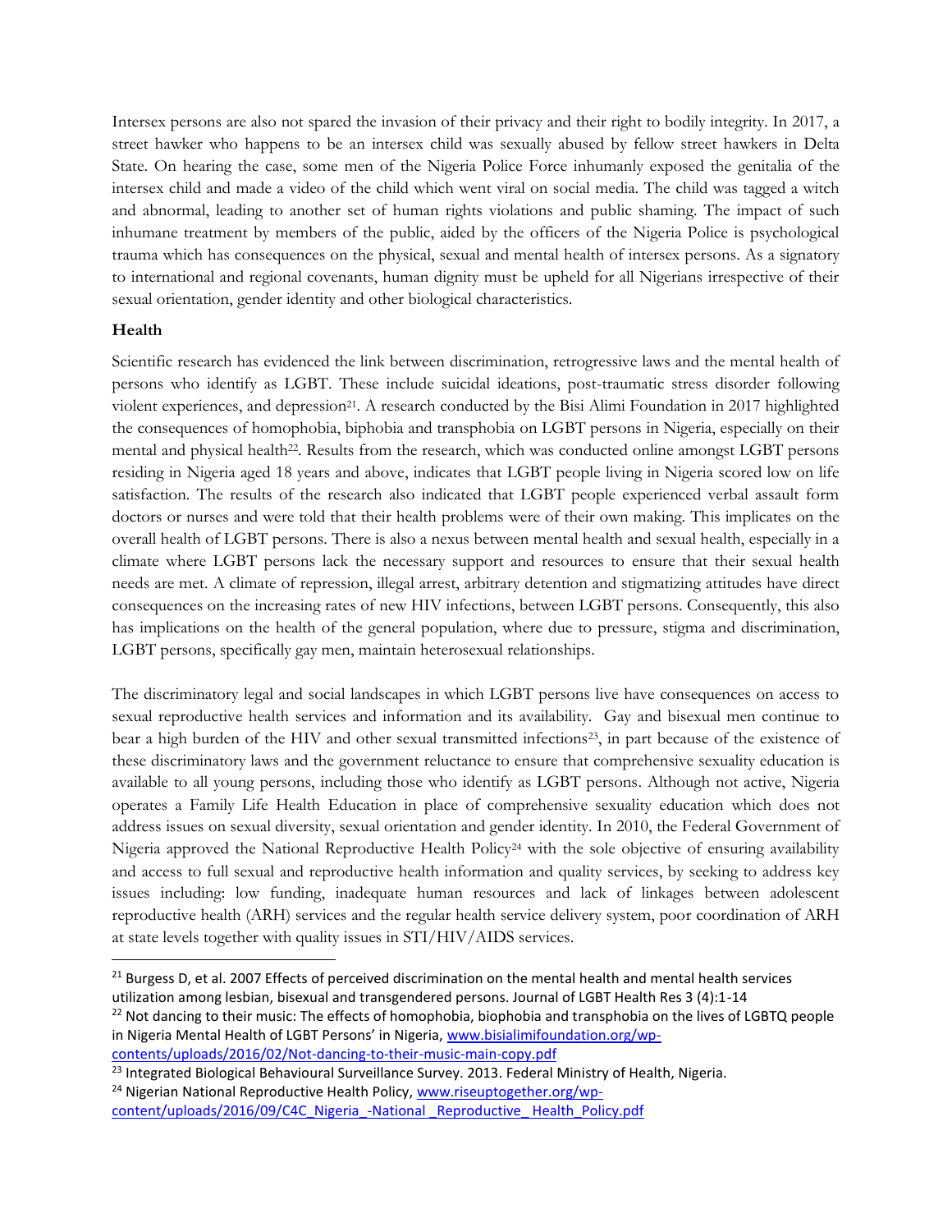Intersex persons are also not spared the invasion of their privacy and their right to bodily integrity. In 2017, a street hawker who happens to be an intersex child was sexually abused by fellow street hawkers in Delta State. On hearing the case, some men of the Nigeria Police Force inhumanly exposed the genitalia of the intersex child and made a video of the child which went viral on social media. The child was tagged a witch and abnormal, leading to another set of human rights violations and public shaming. The impact of such inhumane treatment by members of the public, aided by the officers of the Nigeria Police is psychological trauma which has consequences on the physical, sexual and mental health of intersex persons. As a signatory to international and regional covenants, human dignity must be upheld for all Nigerians irrespective of their sexual orientation, gender identity and other biological characteristics.

**Health**

Scientific research has evidenced the link between discrimination, retrogressive laws and the mental health of persons who identify as LGBT. These include suicidal ideations, post-traumatic stress disorder following violent experiences, and depression[21]. A research conducted by the Bisi Alimi Foundation in 2017 highlighted the consequences of homophobia, biphobia and transphobia on LGBT persons in Nigeria, especially on their mental and physical health[22]. Results from the research, which was conducted online amongst LGBT persons residing in Nigeria aged 18 years and above, indicates that LGBT people living in Nigeria scored low on life satisfaction. The results of the research also indicated that LGBT people experienced verbal assault form doctors or nurses and were told that their health problems were of their own making. This implicates on the overall health of LGBT persons. There is also a nexus between mental health and sexual health, especially in a climate where LGBT persons lack the necessary support and resources to ensure that their sexual health needs are met. A climate of repression, illegal arrest, arbitrary detention and stigmatizing attitudes have direct consequences on the increasing rates of new HIV infections, between LGBT persons. Consequently, this also has implications on the health of the general population, where due to pressure, stigma and discrimination, LGBT persons, specifically gay men, maintain heterosexual relationships.

The discriminatory legal and social landscapes in which LGBT persons live have consequences on access to sexual reproductive health services and information and its availability. Gay and bisexual men continue to bear a high burden of the HIV and other sexual transmitted infections[23], in part because of the existence of these discriminatory laws and the government reluctance to ensure that comprehensive sexuality education is available to all young persons, including those who identify as LGBT persons. Although not active, Nigeria operates a Family Life Health Education in place of comprehensive sexuality education which does not address issues on sexual diversity, sexual orientation and gender identity. In 2010, the Federal Government of Nigeria approved the National Reproductive Health Policy[24] with the sole objective of ensuring availability and access to full sexual and reproductive health information and quality services, by seeking to address key issues including: low funding, inadequate human resources and lack of linkages between adolescent reproductive health (ARH) services and the regular health service delivery system, poor coordination of ARH at state levels together with quality issues in STI/HIV/AIDS services.

---

[21] Burgess D, et al. 2007 Effects of perceived discrimination on the mental health and mental health services utilization among lesbian, bisexual and transgendered persons. Journal of LGBT Health Res 3 (4):1-14

[22] Not dancing to their music: The effects of homophobia, biophobia and transphobia on the lives of LGBTQ people in Nigeria Mental Health of LGBT Persons' in Nigeria, www.bisialimifoundation.org/wp-contents/uploads/2016/02/Not-dancing-to-their-music-main-copy.pdf

[23] Integrated Biological Behavioural Surveillance Survey. 2013. Federal Ministry of Health, Nigeria.

[24] Nigerian National Reproductive Health Policy, www.riseuptogether.org/wp-content/uploads/2016/09/C4C_Nigeria_-National _Reproductive_ Health_Policy.pdf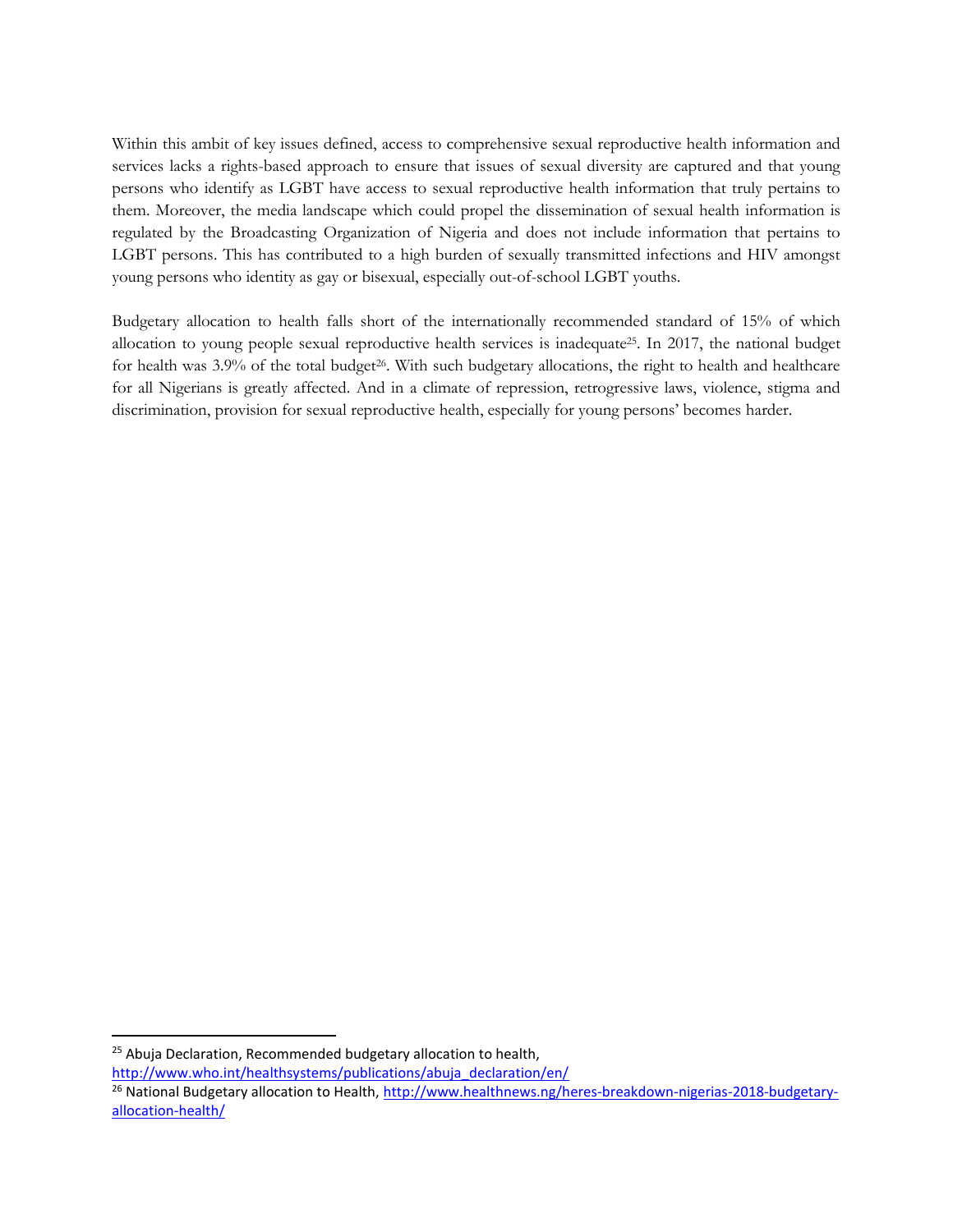Within this ambit of key issues defined, access to comprehensive sexual reproductive health information and services lacks a rights-based approach to ensure that issues of sexual diversity are captured and that young persons who identify as LGBT have access to sexual reproductive health information that truly pertains to them. Moreover, the media landscape which could propel the dissemination of sexual health information is regulated by the Broadcasting Organization of Nigeria and does not include information that pertains to LGBT persons. This has contributed to a high burden of sexually transmitted infections and HIV amongst young persons who identity as gay or bisexual, especially out-of-school LGBT youths.

Budgetary allocation to health falls short of the internationally recommended standard of 15% of which allocation to young people sexual reproductive health services is inadequate[25]. In 2017, the national budget for health was 3.9% of the total budget[26]. With such budgetary allocations, the right to health and healthcare for all Nigerians is greatly affected. And in a climate of repression, retrogressive laws, violence, stigma and discrimination, provision for sexual reproductive health, especially for young persons' becomes harder.

---

[25] Abuja Declaration, Recommended budgetary allocation to health, http://www.who.int/healthsystems/publications/abuja_declaration/en/

[26] National Budgetary allocation to Health, http://www.healthnews.ng/heres-breakdown-nigerias-2018-budgetary-allocation-health/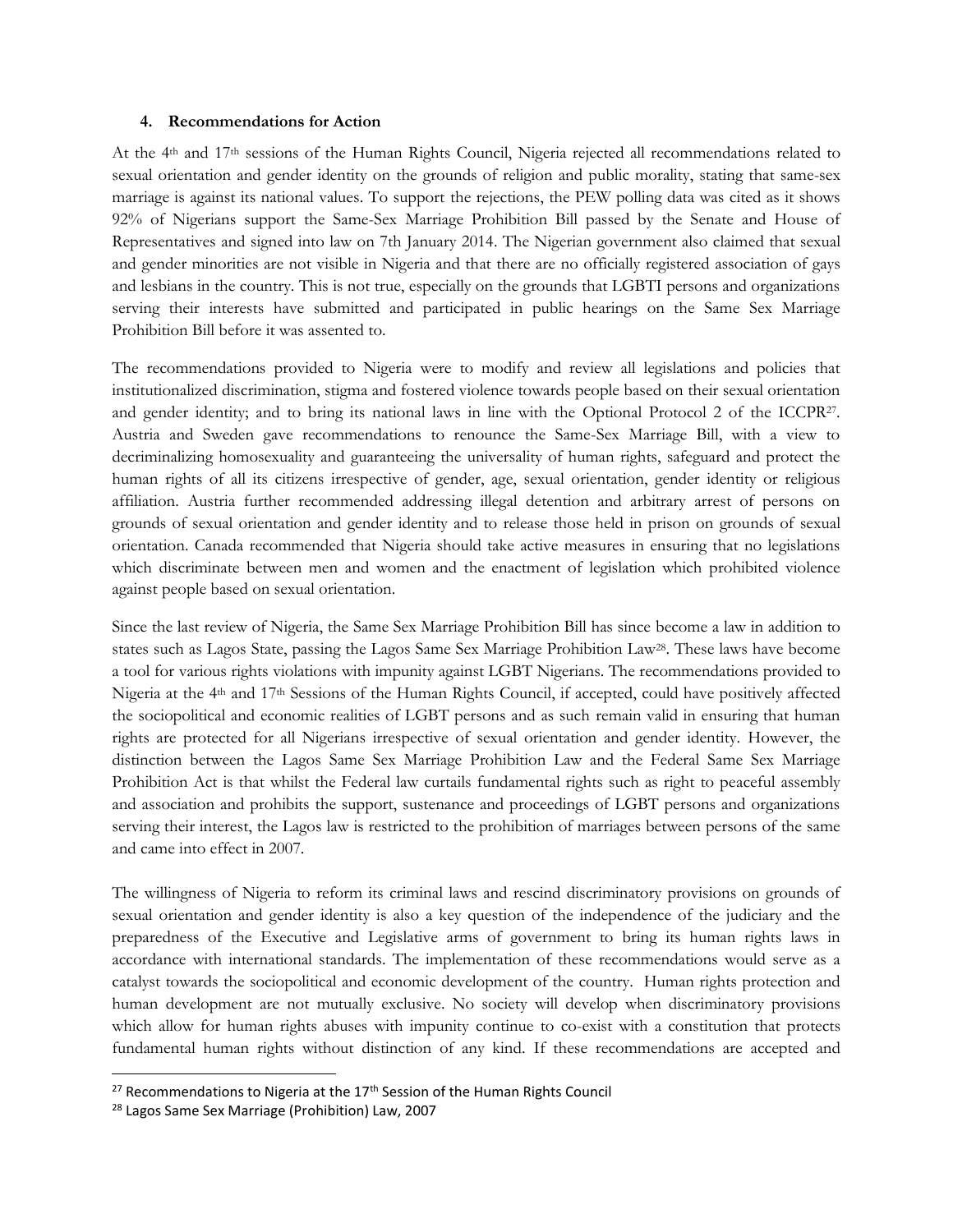## 4. Recommendations for Action

At the 4th and 17th sessions of the Human Rights Council, Nigeria rejected all recommendations related to sexual orientation and gender identity on the grounds of religion and public morality, stating that same-sex marriage is against its national values. To support the rejections, the PEW polling data was cited as it shows 92% of Nigerians support the Same-Sex Marriage Prohibition Bill passed by the Senate and House of Representatives and signed into law on 7th January 2014. The Nigerian government also claimed that sexual and gender minorities are not visible in Nigeria and that there are no officially registered association of gays and lesbians in the country. This is not true, especially on the grounds that LGBTI persons and organizations serving their interests have submitted and participated in public hearings on the Same Sex Marriage Prohibition Bill before it was assented to.

The recommendations provided to Nigeria were to modify and review all legislations and policies that institutionalized discrimination, stigma and fostered violence towards people based on their sexual orientation and gender identity; and to bring its national laws in line with the Optional Protocol 2 of the ICCPR[27]. Austria and Sweden gave recommendations to renounce the Same-Sex Marriage Bill, with a view to decriminalizing homosexuality and guaranteeing the universality of human rights, safeguard and protect the human rights of all its citizens irrespective of gender, age, sexual orientation, gender identity or religious affiliation. Austria further recommended addressing illegal detention and arbitrary arrest of persons on grounds of sexual orientation and gender identity and to release those held in prison on grounds of sexual orientation. Canada recommended that Nigeria should take active measures in ensuring that no legislations which discriminate between men and women and the enactment of legislation which prohibited violence against people based on sexual orientation.

Since the last review of Nigeria, the Same Sex Marriage Prohibition Bill has since become a law in addition to states such as Lagos State, passing the Lagos Same Sex Marriage Prohibition Law[28]. These laws have become a tool for various rights violations with impunity against LGBT Nigerians. The recommendations provided to Nigeria at the 4th and 17th Sessions of the Human Rights Council, if accepted, could have positively affected the sociopolitical and economic realities of LGBT persons and as such remain valid in ensuring that human rights are protected for all Nigerians irrespective of sexual orientation and gender identity. However, the distinction between the Lagos Same Sex Marriage Prohibition Law and the Federal Same Sex Marriage Prohibition Act is that whilst the Federal law curtails fundamental rights such as right to peaceful assembly and association and prohibits the support, sustenance and proceedings of LGBT persons and organizations serving their interest, the Lagos law is restricted to the prohibition of marriages between persons of the same and came into effect in 2007.

The willingness of Nigeria to reform its criminal laws and rescind discriminatory provisions on grounds of sexual orientation and gender identity is also a key question of the independence of the judiciary and the preparedness of the Executive and Legislative arms of government to bring its human rights laws in accordance with international standards. The implementation of these recommendations would serve as a catalyst towards the sociopolitical and economic development of the country. Human rights protection and human development are not mutually exclusive. No society will develop when discriminatory provisions which allow for human rights abuses with impunity continue to co-exist with a constitution that protects fundamental human rights without distinction of any kind. If these recommendations are accepted and

[27] Recommendations to Nigeria at the 17th Session of the Human Rights Council

[28] Lagos Same Sex Marriage (Prohibition) Law, 2007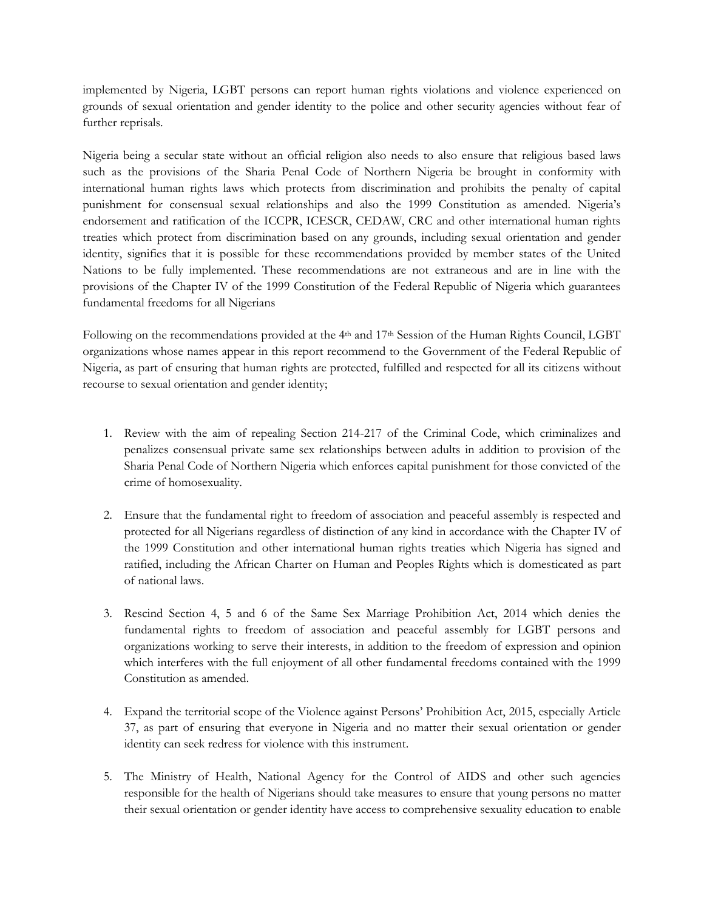implemented by Nigeria, LGBT persons can report human rights violations and violence experienced on grounds of sexual orientation and gender identity to the police and other security agencies without fear of further reprisals.

Nigeria being a secular state without an official religion also needs to also ensure that religious based laws such as the provisions of the Sharia Penal Code of Northern Nigeria be brought in conformity with international human rights laws which protects from discrimination and prohibits the penalty of capital punishment for consensual sexual relationships and also the 1999 Constitution as amended. Nigeria's endorsement and ratification of the ICCPR, ICESCR, CEDAW, CRC and other international human rights treaties which protect from discrimination based on any grounds, including sexual orientation and gender identity, signifies that it is possible for these recommendations provided by member states of the United Nations to be fully implemented. These recommendations are not extraneous and are in line with the provisions of the Chapter IV of the 1999 Constitution of the Federal Republic of Nigeria which guarantees fundamental freedoms for all Nigerians

Following on the recommendations provided at the 4th and 17th Session of the Human Rights Council, LGBT organizations whose names appear in this report recommend to the Government of the Federal Republic of Nigeria, as part of ensuring that human rights are protected, fulfilled and respected for all its citizens without recourse to sexual orientation and gender identity;

1. Review with the aim of repealing Section 214-217 of the Criminal Code, which criminalizes and penalizes consensual private same sex relationships between adults in addition to provision of the Sharia Penal Code of Northern Nigeria which enforces capital punishment for those convicted of the crime of homosexuality.

2. Ensure that the fundamental right to freedom of association and peaceful assembly is respected and protected for all Nigerians regardless of distinction of any kind in accordance with the Chapter IV of the 1999 Constitution and other international human rights treaties which Nigeria has signed and ratified, including the African Charter on Human and Peoples Rights which is domesticated as part of national laws.

3. Rescind Section 4, 5 and 6 of the Same Sex Marriage Prohibition Act, 2014 which denies the fundamental rights to freedom of association and peaceful assembly for LGBT persons and organizations working to serve their interests, in addition to the freedom of expression and opinion which interferes with the full enjoyment of all other fundamental freedoms contained with the 1999 Constitution as amended.

4. Expand the territorial scope of the Violence against Persons' Prohibition Act, 2015, especially Article 37, as part of ensuring that everyone in Nigeria and no matter their sexual orientation or gender identity can seek redress for violence with this instrument.

5. The Ministry of Health, National Agency for the Control of AIDS and other such agencies responsible for the health of Nigerians should take measures to ensure that young persons no matter their sexual orientation or gender identity have access to comprehensive sexuality education to enable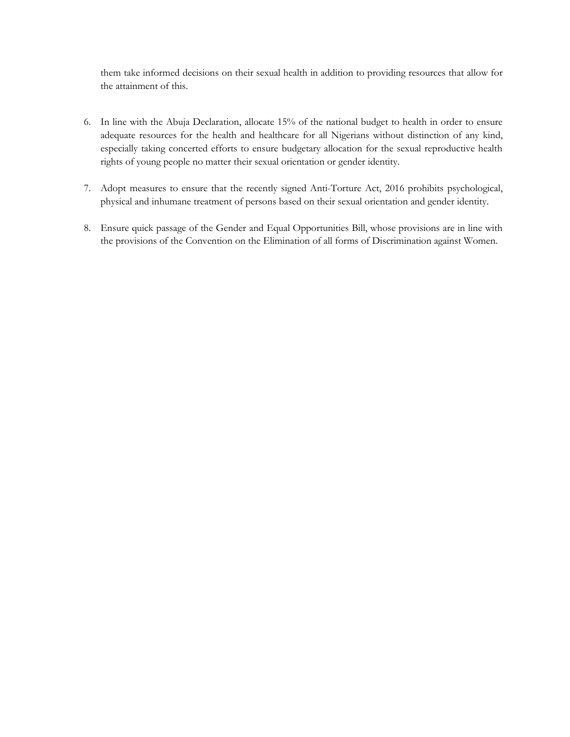them take informed decisions on their sexual health in addition to providing resources that allow for the attainment of this.

6. In line with the Abuja Declaration, allocate 15% of the national budget to health in order to ensure adequate resources for the health and healthcare for all Nigerians without distinction of any kind, especially taking concerted efforts to ensure budgetary allocation for the sexual reproductive health rights of young people no matter their sexual orientation or gender identity.

7. Adopt measures to ensure that the recently signed Anti-Torture Act, 2016 prohibits psychological, physical and inhumane treatment of persons based on their sexual orientation and gender identity.

8. Ensure quick passage of the Gender and Equal Opportunities Bill, whose provisions are in line with the provisions of the Convention on the Elimination of all forms of Discrimination against Women.